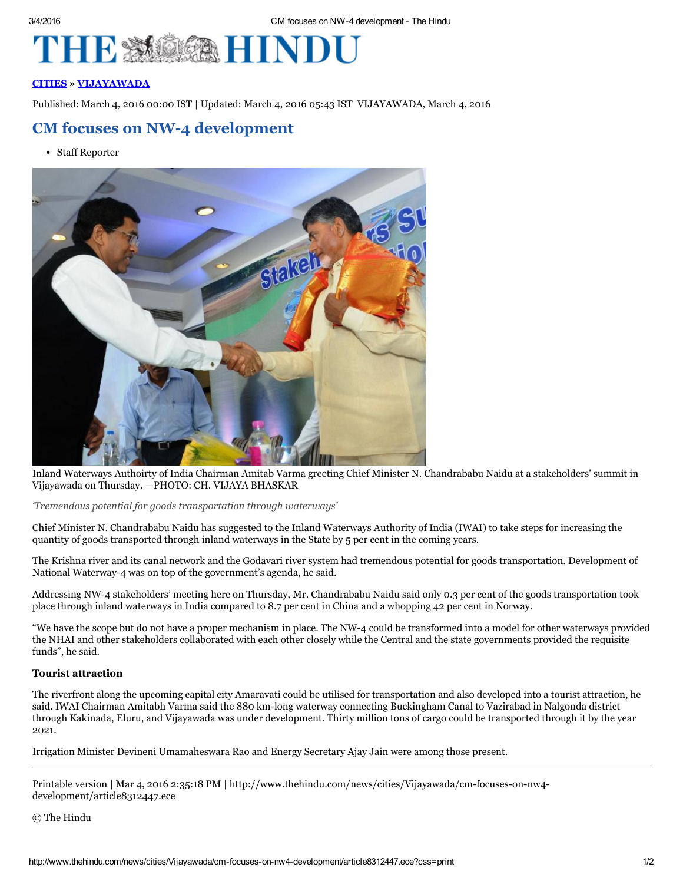# THE HINDU

**CITIES » VIJAYAWADA**

Published: March 4, 2016 00:00 IST | Updated: March 4, 2016 05:43 IST VIJAYAWADA, March 4, 2016

## CM focuses on NW-4 development

- Staff Reporter

Inland Waterways Authoirty of India Chairman Amitab Varma greeting Chief Minister N. Chandrababu Naidu at a stakeholders' summit in Vijayawada on Thursday. —PHOTO: CH. VIJAYA BHASKAR

*'Tremendous potential for goods transportation through waterways'*

Chief Minister N. Chandrababu Naidu has suggested to the Inland Waterways Authority of India (IWAI) to take steps for increasing the quantity of goods transported through inland waterways in the State by 5 per cent in the coming years.

The Krishna river and its canal network and the Godavari river system had tremendous potential for goods transportation. Development of National Waterway-4 was on top of the government's agenda, he said.

Addressing NW-4 stakeholders' meeting here on Thursday, Mr. Chandrababu Naidu said only 0.3 per cent of the goods transportation took place through inland waterways in India compared to 8.7 per cent in China and a whopping 42 per cent in Norway.

"We have the scope but do not have a proper mechanism in place. The NW-4 could be transformed into a model for other waterways provided the NHAI and other stakeholders collaborated with each other closely while the Central and the state governments provided the requisite funds", he said.

### Tourist attraction

The riverfront along the upcoming capital city Amaravati could be utilised for transportation and also developed into a tourist attraction, he said. IWAI Chairman Amitabh Varma said the 880 km-long waterway connecting Buckingham Canal to Vazirabad in Nalgonda district through Kakinada, Eluru, and Vijayawada was under development. Thirty million tons of cargo could be transported through it by the year 2021.

Irrigation Minister Devineni Umamaheswara Rao and Energy Secretary Ajay Jain were among those present.

---

Printable version | Mar 4, 2016 2:35:18 PM | http://www.thehindu.com/news/cities/Vijayawada/cm-focuses-on-nw4-development/article8312447.ece

© The Hindu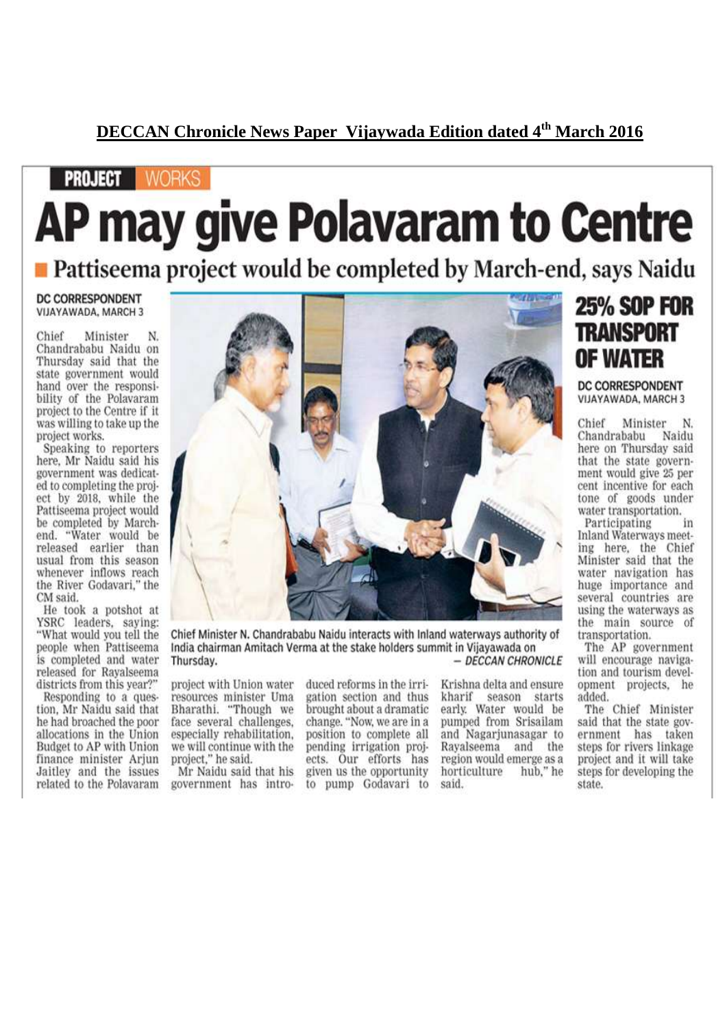**DECCAN Chronicle News Paper Vijaywada Edition dated 4th March 2016**

PROJECT WORKS

# AP may give Polavaram to Centre

## Pattiseema project would be completed by March-end, says Naidu

**DC CORRESPONDENT**
VIJAYAWADA, MARCH 3

Chief Minister N. Chandrababu Naidu on Thursday said that the state government would hand over the responsibility of the Polavaram project to the Centre if it was willing to take up the project works.

Speaking to reporters here, Mr Naidu said his government was dedicated to completing the project by 2018, while the Pattiseema project would be completed by March-end. "Water would be released earlier than usual from this season whenever inflows reach the River Godavari," the CM said.

He took a potshot at YSRC leaders, saying: "What would you tell the people when Pattiseema is completed and water released for Rayalseema districts from this year?"

Responding to a question, Mr Naidu said that he had broached the poor allocations in the Union Budget to AP with Union finance minister Arjun Jaitley and the issues related to the Polavaram project with Union water resources minister Uma Bharathi. "Though we face several challenges, especially rehabilitation, we will continue with the project," he said.

Mr Naidu said that his government has introduced reforms in the irrigation section and thus brought about a dramatic change. "Now, we are in a position to complete all pending irrigation projects. Our efforts has given us the opportunity to pump Godavari to Krishna delta and ensure kharif season starts early. Water would be pumped from Srisailam and Nagarjunasagar to Rayalseema and the region would emerge as a horticulture hub," he said.

Chief Minister N. Chandrababu Naidu interacts with Inland waterways authority of India chairman Amitach Verma at the stake holders summit in Vijayawada on Thursday. — *DECCAN CHRONICLE*

## 25% SOP FOR TRANSPORT OF WATER

**DC CORRESPONDENT**
VIJAYAWADA, MARCH 3

Chief Minister N. Chandrababu Naidu here on Thursday said that the state government would give 25 per cent incentive for each tone of goods under water transportation.

Participating in Inland Waterways meeting here, the Chief Minister said that the water navigation has huge importance and several countries are using the waterways as the main source of transportation.

The AP government will encourage navigation and tourism development projects, he added.

The Chief Minister said that the state government has taken steps for rivers linkage project and it will take steps for developing the state.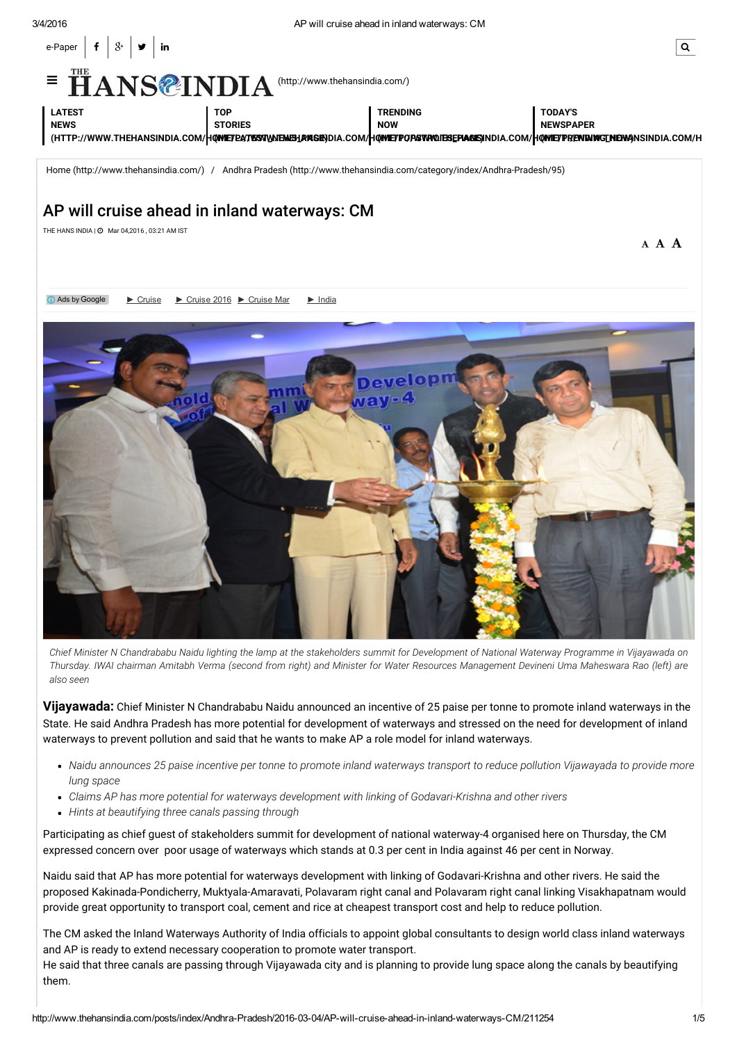Home (http://www.thehansindia.com/) / Andhra Pradesh (http://www.thehansindia.com/category/index/Andhra-Pradesh/95)

# AP will cruise ahead in inland waterways: CM

THE HANS INDIA | Mar 04,2016 , 03:21 AM IST

Chief Minister N Chandrababu Naidu lighting the lamp at the stakeholders summit for Development of National Waterway Programme in Vijayawada on Thursday. IWAI chairman Amitabh Verma (second from right) and Minister for Water Resources Management Devineni Uma Maheswara Rao (left) are also seen

**Vijayawada:** Chief Minister N Chandrababu Naidu announced an incentive of 25 paise per tonne to promote inland waterways in the State. He said Andhra Pradesh has more potential for development of waterways and stressed on the need for development of inland waterways to prevent pollution and said that he wants to make AP a role model for inland waterways.

- *Naidu announces 25 paise incentive per tonne to promote inland waterways transport to reduce pollution Vijawayada to provide more lung space*
- *Claims AP has more potential for waterways development with linking of Godavari-Krishna and other rivers*
- *Hints at beautifying three canals passing through*

Participating as chief guest of stakeholders summit for development of national waterway-4 organised here on Thursday, the CM expressed concern over poor usage of waterways which stands at 0.3 per cent in India against 46 per cent in Norway.

Naidu said that AP has more potential for waterways development with linking of Godavari-Krishna and other rivers. He said the proposed Kakinada-Pondicherry, Muktyala-Amaravati, Polavaram right canal and Polavaram right canal linking Visakhapatnam would provide great opportunity to transport coal, cement and rice at cheapest transport cost and help to reduce pollution.

The CM asked the Inland Waterways Authority of India officials to appoint global consultants to design world class inland waterways and AP is ready to extend necessary cooperation to promote water transport.
He said that three canals are passing through Vijayawada city and is planning to provide lung space along the canals by beautifying them.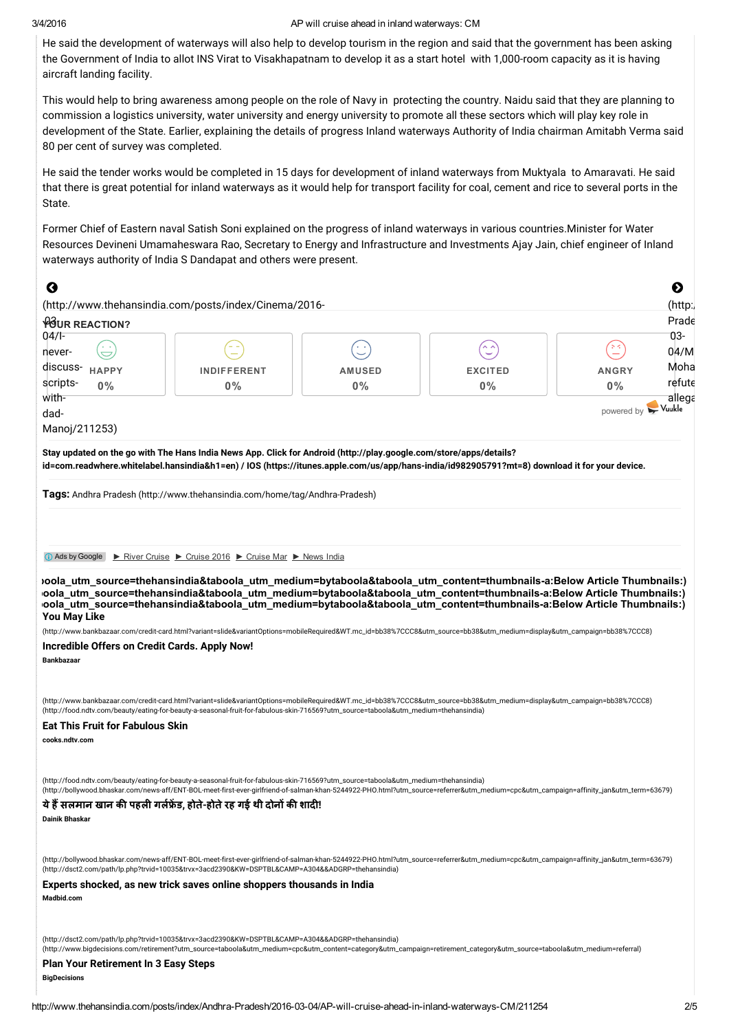He said the development of waterways will also help to develop tourism in the region and said that the government has been asking the Government of India to allot INS Virat to Visakhapatnam to develop it as a start hotel with 1,000-room capacity as it is having aircraft landing facility.

This would help to bring awareness among people on the role of Navy in protecting the country. Naidu said that they are planning to commission a logistics university, water university and energy university to promote all these sectors which will play key role in development of the State. Earlier, explaining the details of progress Inland waterways Authority of India chairman Amitabh Verma said 80 per cent of survey was completed.

He said the tender works would be completed in 15 days for development of inland waterways from Muktyala to Amaravati. He said that there is great potential for inland waterways as it would help for transport facility for coal, cement and rice to several ports in the State.

Former Chief of Eastern naval Satish Soni explained on the progress of inland waterways in various countries.Minister for Water Resources Devineni Umamaheswara Rao, Secretary to Energy and Infrastructure and Investments Ajay Jain, chief engineer of Inland waterways authority of India S Dandapat and others were present.

(http://www.thehansindia.com/posts/index/Cinema/2016-03-04/I-never-discuss-scripts-with-dad-Manoj/211253)

(http://www.thehansindia.com/posts/index/Andhra-Pradesh/2016-03-04/Mohan-refutes-allega...

YOUR REACTION?

HAPPY 0% | INDIFFERENT 0% | AMUSED 0% | EXCITED 0% | ANGRY 0%

powered by Vuukle

**Stay updated on the go with The Hans India News App. Click for Android (http://play.google.com/store/apps/details?id=com.readwhere.whitelabel.hansindia&h1=en) / IOS (https://itunes.apple.com/us/app/hans-india/id982905791?mt=8) download it for your device.**

**Tags:** Andhra Pradesh (http://www.thehansindia.com/home/tag/Andhra-Pradesh)

Ads by Google ► River Cruise ► Cruise 2016 ► Cruise Mar ► News India

**You May Like**

(http://www.bankbazaar.com/credit-card.html?variant=slide&variantOptions=mobileRequired&WT.mc_id=bb38%7CCC8&utm_source=bb38&utm_medium=display&utm_campaign=bb38%7CCC8)

**Incredible Offers on Credit Cards. Apply Now!**
Bankbazaar

(http://food.ndtv.com/beauty/eating-for-beauty-a-seasonal-fruit-for-fabulous-skin-716569?utm_source=taboola&utm_medium=thehansindia)

**Eat This Fruit for Fabulous Skin**
cooks.ndtv.com

(http://bollywood.bhaskar.com/news-aff/ENT-BOL-meet-first-ever-girlfriend-of-salman-khan-5244922-PHO.html?utm_source=referrer&utm_medium=cpc&utm_campaign=affinity_jan&utm_term=63679)

**ये हैं सलमान खान की पहली गर्लफ्रेंड, होते-होते रह गई थी दोनों की शादी!**
Dainik Bhaskar

(http://dsct2.com/path/lp.php?trvid=10035&trvx=3acd2390&KW=DSPTBL&CAMP=A304&&ADGRP=thehansindia)

**Experts shocked, as new trick saves online shoppers thousands in India**
Madbid.com

(http://www.bigdecisions.com/retirement?utm_source=taboola&utm_medium=cpc&utm_content=category&utm_campaign=retirement_category&utm_source=taboola&utm_medium=referral)

**Plan Your Retirement In 3 Easy Steps**
BigDecisions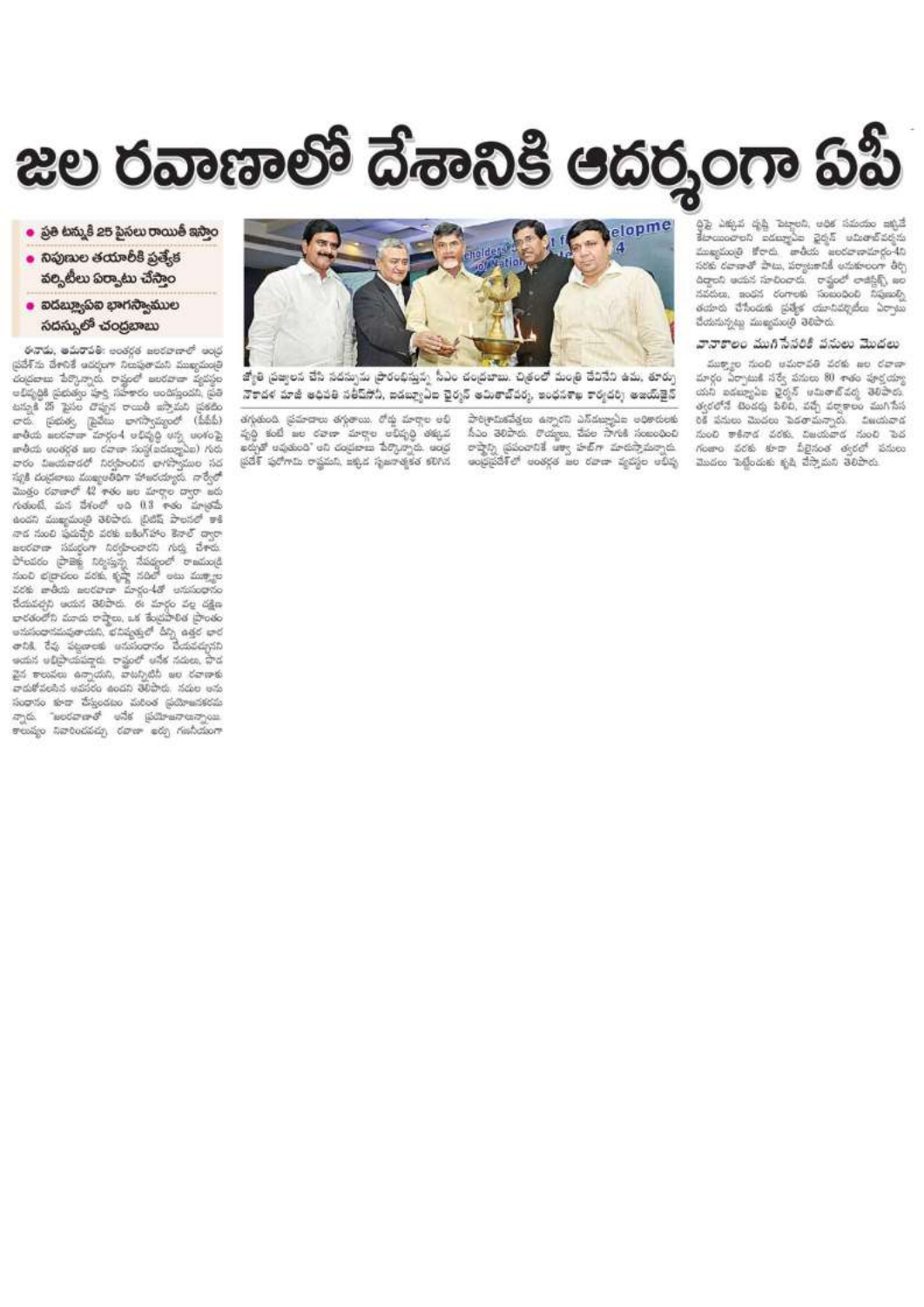# జల రవాణాలో దేశానికి ఆదర్శంగా ఏపీ

- ప్రతి టన్నుకి 25 పైసలు రాయితీ ఇస్తాం
- నిపుణుల తయారీకి ప్రత్యేక వర్సిటీలు ఏర్పాటు చేస్తాం
- ఐడబ్ల్యూఏఐ భాగస్వాముల సదస్సులో చంద్రబాబు

ఈనాడు, అమరావతి: అంతర్గత జలరవాణాలో ఆంధ్రప్రదేశ్‌ను దేశానికే ఆదర్శంగా నిలుపుతామని ముఖ్యమంత్రి చంద్రబాబు పేర్కొన్నారు. రాష్ట్రంలో జలరవాణా వ్యవస్థ అభివృద్ధికి ప్రభుత్వం పూర్తి సహకారం అందిస్తుందని, ప్రతి టన్నుకి 25 పైసల చొప్పున రాయితీ ఇస్తామని ప్రకటించారు. ప్రభుత్వ, ప్రైవేటు భాగస్వామ్యంలో (పీపీపీ) జాతీయ జలరవాణా మార్గం-4 అభివృద్ధి అన్న అంశంపై జాతీయ అంతర్గత జల రవాణా సంస్థ(ఐడబ్ల్యూఏఐ) గురువారం విజయవాడలో నిర్వహించిన భాగస్వాముల సదస్సుకి చంద్రబాబు ముఖ్యఅతిథిగా హాజరయ్యారు. నార్వేలో మొత్తం రవాణాలో 42 శాతం జల మార్గాల ద్వారా జరుగుతుంటే, మన దేశంలో అది 0.3 శాతం మాత్రమే ఉందని ముఖ్యమంత్రి తెలిపారు. బ్రిటిష్ పాలనలో కాకినాడ నుంచి పుదుచ్చేరి వరకు బకింగ్‌హాం కెనాల్ ద్వారా జలరవాణా సమర్థంగా నిర్వహించారని గుర్తు చేశారు. పోలవరం ప్రాజెక్టు నిర్మిస్తున్న నేపథ్యంలో రాజమండ్రి నుంచి భద్రాచలం వరకు, కృష్ణా నదిలో ఆయా ముఖ్యాల వరకు జాతీయ జలరవాణా మార్గం-4తో అనుసంధానం చేయవచ్చని ఆయన తెలిపారు. ఈ మార్గం వల్ల దక్షిణ భారతంలోని మూడు రాష్ట్రాలు, ఒక కేంద్రపాలిత ప్రాంతం అనుసంధానమవుతాయని, భవిష్యత్తులో దీన్ని ఉత్తర భారతానికి, రేవు పట్టణాలకు అనుసంధానం చేయవచ్చని ఆయన అభిప్రాయపడ్డారు. రాష్ట్రంలో అనేక నదులు, పొడవైన కాలువలు ఉన్నాయని, వాటన్నిటినీ జల రవాణాకు వాడుకోవలసిన అవసరం ఉందని తెలిపారు. నదుల అనుసంధానం కూడా చేస్తుండటం మరింత ప్రయోజనకరమన్నారు. "జలరవాణాతో అనేక ప్రయోజనాలున్నాయి. కాలుష్యం నివారించవచ్చు. రవాణా ఖర్చు గణనీయంగా తగ్గుతుంది. ప్రమాదాలు తగ్గుతాయి. రోడ్డు మార్గాల అభివృద్ధి కంటే జల రవాణా మార్గాల అభివృద్ధి తక్కువ ఖర్చుతో అవుతుంది" అని చంద్రబాబు పేర్కొన్నారు. ఆంధ్రప్రదేశ్ పురోగామి రాష్ట్రమని, ఐక్యత సృజనాత్మకత కలిగిన పారిశ్రామికవేత్తలు ఉన్నారని ఐడబ్ల్యూఏఐ అధికారులకు సీఎం తెలిపారు. రొయ్యలు, చేపల సాగుకి సంబంధించి రాష్ట్రాన్ని ప్రపంచానికే ఆక్వా హబ్‌గా మారుస్తామన్నారు. ఆంధ్రప్రదేశ్‌లో అంతర్గత జల రవాణా వ్యవస్థ అభివృద్ధిపై ఎక్కువ దృష్టి పెట్టాలని, అధిక సమయం ఖర్చుచేయాలని ఐడబ్ల్యూఏఐ ఛైర్మన్ అమితాబ్‌వర్మను ముఖ్యమంత్రి కోరారు. జాతీయ జలరవాణామార్గం-4ని సరకు రవాణాతో పాటు, పర్యాటకానికీ అనుకూలంగా తీర్చిదిద్దాలని ఆయన సూచించారు. రాష్ట్రంలో లాజిస్టిక్స్, జలవనరులు, ఇంధన రంగాలకు సంబంధించి నిపుణుల్ని తయారు చేసేందుకు ప్రత్యేక యూనివర్సిటీలు ఏర్పాటు చేయనున్నట్లు ముఖ్యమంత్రి తెలిపారు.

జ్యోతి ప్రజ్వలన చేసి సదస్సును ప్రారంభిస్తున్న సీఎం చంద్రబాబు. చిత్రంలో మంత్రి దేవినేని ఉమ, తూర్పు నౌకాదళ మాజీ అధిపతి సతీష్‌సోనీ, ఐడబ్ల్యూఏఐ ఛైర్మన్ అమితాబ్‌వర్మ, ఇంధనశాఖ కార్యదర్శి అజయ్‌జైన్

## వానాకాలం ముగిసేసరికి పనులు మొదలు

ముక్త్యాల నుంచి అమరావతి వరకు జల రవాణా మార్గం ఏర్పాటుకి సర్వే పనులు 80 శాతం పూర్తయ్యాయని ఐడబ్ల్యూఏఐ ఛైర్మన్ అమితాబ్‌వర్మ తెలిపారు. త్వరలోనే టెండర్లు పిలిచి, వచ్చే వర్షాకాలం ముగిసేసరికి పనులు మొదలు పెడతామన్నారు. విజయవాడ నుంచి కాకినాడ వరకు, విజయవాడ నుంచి పెదగంజాం వరకు కూడా వీలైనంత త్వరలో పనులు మొదలు పెట్టేందుకు కృషి చేస్తామని తెలిపారు.